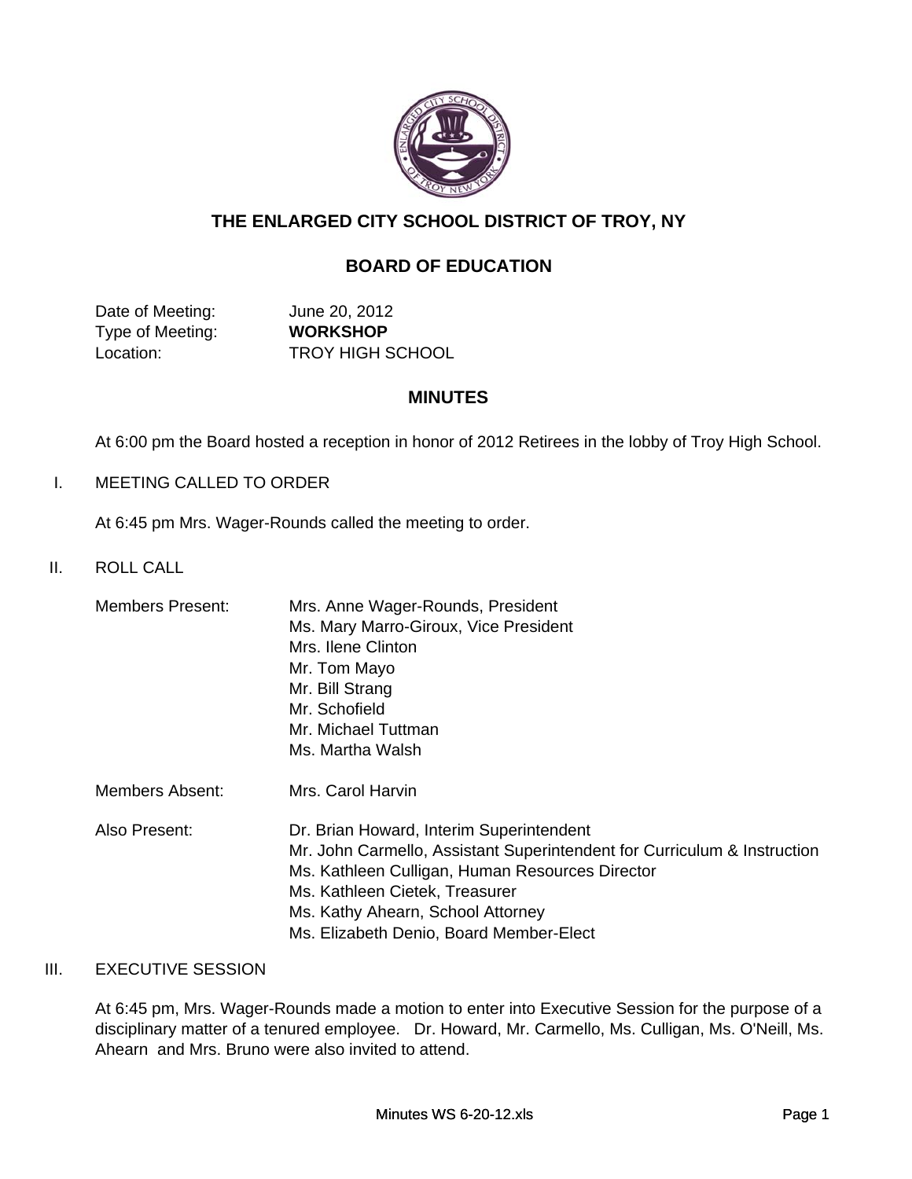# THE ENLARGED CITY SCHOOL DISTRICT OF TROY, NY

## BOARD OF EDUCATION

| | |
|---|---|
| Date of Meeting: | June 20, 2012 |
| Type of Meeting: | **WORKSHOP** |
| Location: | TROY HIGH SCHOOL |

## MINUTES

At 6:00 pm the Board hosted a reception in honor of 2012 Retirees in the lobby of Troy High School.

I. MEETING CALLED TO ORDER

At 6:45 pm Mrs. Wager-Rounds called the meeting to order.

II. ROLL CALL

| | |
|---|---|
| Members Present: | Mrs. Anne Wager-Rounds, President |
| | Ms. Mary Marro-Giroux, Vice President |
| | Mrs. Ilene Clinton |
| | Mr. Tom Mayo |
| | Mr. Bill Strang |
| | Mr. Schofield |
| | Mr. Michael Tuttman |
| | Ms. Martha Walsh |
| Members Absent: | Mrs. Carol Harvin |
| Also Present: | Dr. Brian Howard, Interim Superintendent |
| | Mr. John Carmello, Assistant Superintendent for Curriculum & Instruction |
| | Ms. Kathleen Culligan, Human Resources Director |
| | Ms. Kathleen Cietek, Treasurer |
| | Ms. Kathy Ahearn, School Attorney |
| | Ms. Elizabeth Denio, Board Member-Elect |

III. EXECUTIVE SESSION

At 6:45 pm, Mrs. Wager-Rounds made a motion to enter into Executive Session for the purpose of a disciplinary matter of a tenured employee. Dr. Howard, Mr. Carmello, Ms. Culligan, Ms. O'Neill, Ms. Ahearn and Mrs. Bruno were also invited to attend.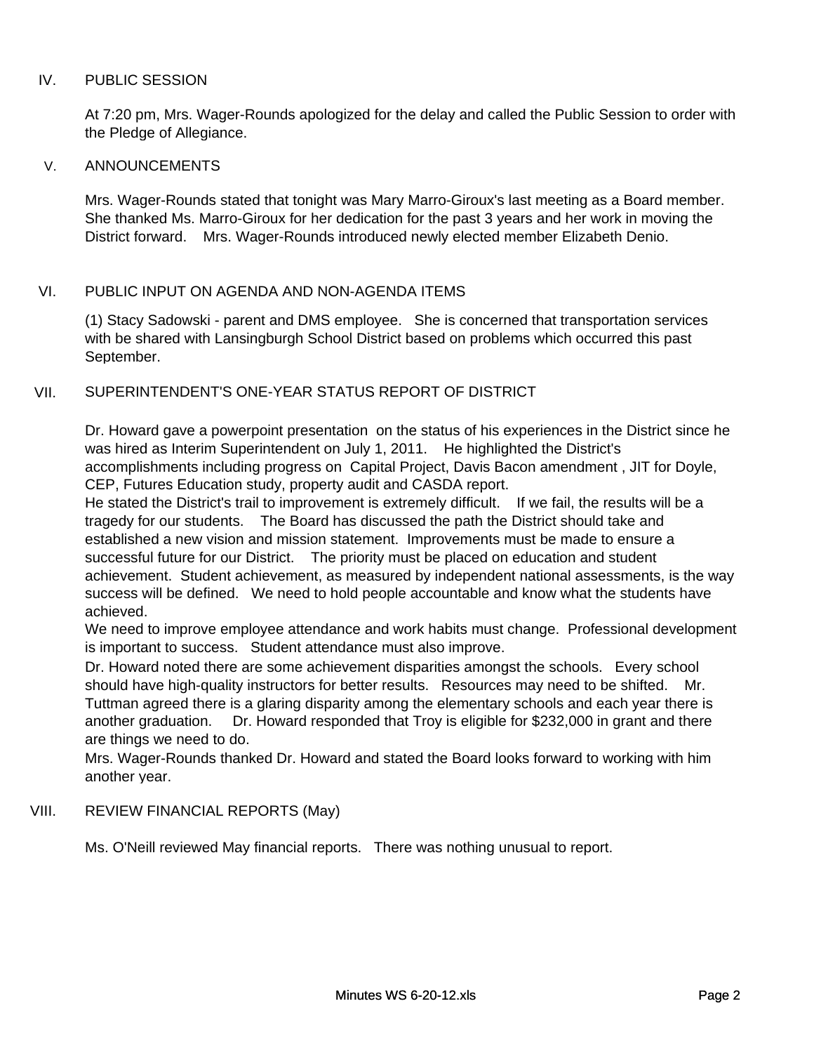## IV. PUBLIC SESSION

At 7:20 pm, Mrs. Wager-Rounds apologized for the delay and called the Public Session to order with the Pledge of Allegiance.

## V. ANNOUNCEMENTS

Mrs. Wager-Rounds stated that tonight was Mary Marro-Giroux's last meeting as a Board member. She thanked Ms. Marro-Giroux for her dedication for the past 3 years and her work in moving the District forward. Mrs. Wager-Rounds introduced newly elected member Elizabeth Denio.

## VI. PUBLIC INPUT ON AGENDA AND NON-AGENDA ITEMS

(1) Stacy Sadowski - parent and DMS employee. She is concerned that transportation services with be shared with Lansingburgh School District based on problems which occurred this past September.

## VII. SUPERINTENDENT'S ONE-YEAR STATUS REPORT OF DISTRICT

Dr. Howard gave a powerpoint presentation on the status of his experiences in the District since he was hired as Interim Superintendent on July 1, 2011. He highlighted the District's accomplishments including progress on Capital Project, Davis Bacon amendment , JIT for Doyle, CEP, Futures Education study, property audit and CASDA report.

He stated the District's trail to improvement is extremely difficult. If we fail, the results will be a tragedy for our students. The Board has discussed the path the District should take and established a new vision and mission statement. Improvements must be made to ensure a successful future for our District. The priority must be placed on education and student achievement. Student achievement, as measured by independent national assessments, is the way success will be defined. We need to hold people accountable and know what the students have achieved.

We need to improve employee attendance and work habits must change. Professional development is important to success. Student attendance must also improve.

Dr. Howard noted there are some achievement disparities amongst the schools. Every school should have high-quality instructors for better results. Resources may need to be shifted. Mr. Tuttman agreed there is a glaring disparity among the elementary schools and each year there is another graduation. Dr. Howard responded that Troy is eligible for $232,000 in grant and there are things we need to do.

Mrs. Wager-Rounds thanked Dr. Howard and stated the Board looks forward to working with him another year.

## VIII. REVIEW FINANCIAL REPORTS (May)

Ms. O'Neill reviewed May financial reports. There was nothing unusual to report.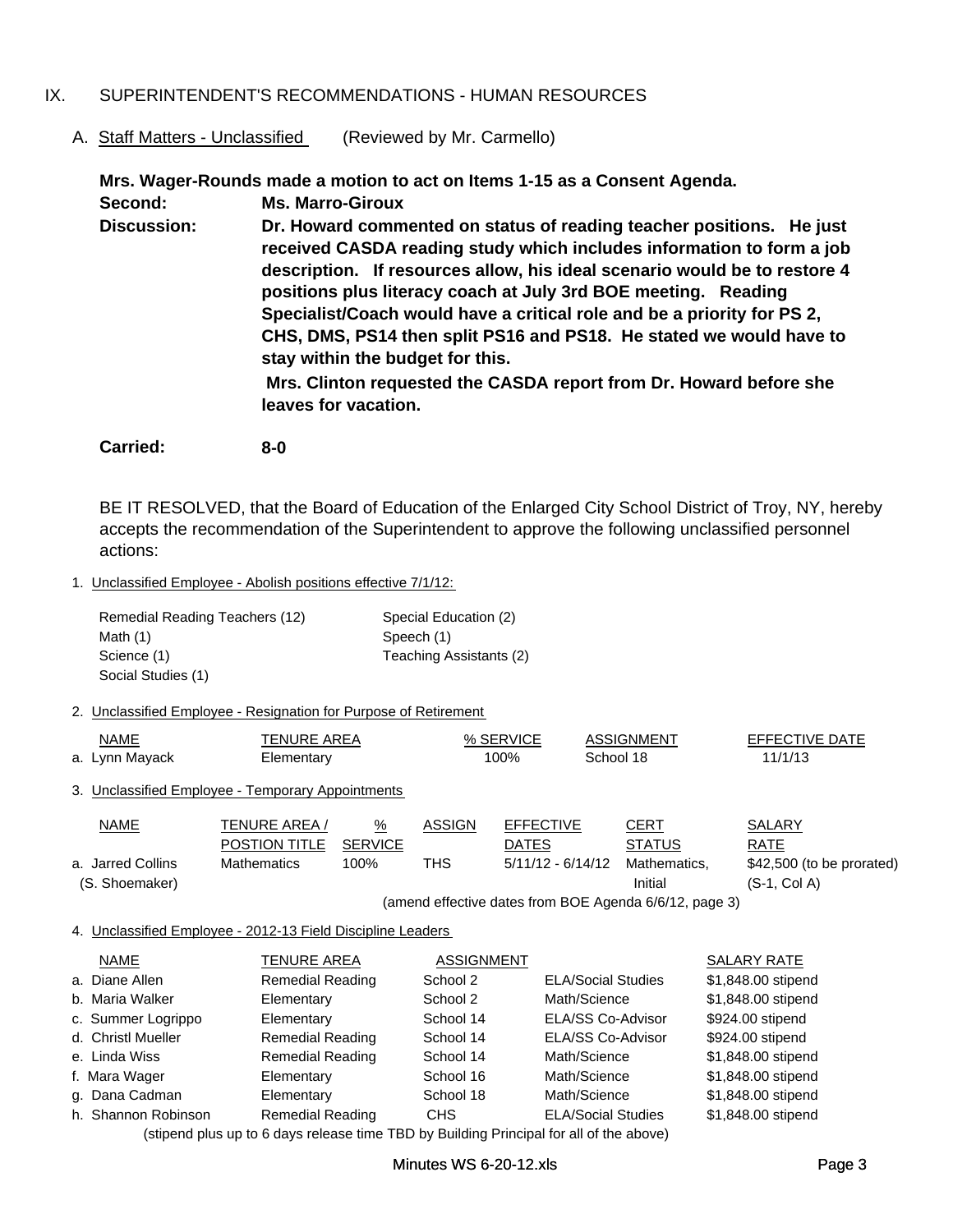## IX. SUPERINTENDENT'S RECOMMENDATIONS - HUMAN RESOURCES

### A. Staff Matters - Unclassified (Reviewed by Mr. Carmello)

**Mrs. Wager-Rounds made a motion to act on Items 1-15 as a Consent Agenda.**

**Second:** **Ms. Marro-Giroux**

**Discussion:** **Dr. Howard commented on status of reading teacher positions. He just received CASDA reading study which includes information to form a job description. If resources allow, his ideal scenario would be to restore 4 positions plus literacy coach at July 3rd BOE meeting. Reading Specialist/Coach would have a critical role and be a priority for PS 2, CHS, DMS, PS14 then split PS16 and PS18. He stated we would have to stay within the budget for this.**

**Mrs. Clinton requested the CASDA report from Dr. Howard before she leaves for vacation.**

**Carried:** **8-0**

BE IT RESOLVED, that the Board of Education of the Enlarged City School District of Troy, NY, hereby accepts the recommendation of the Superintendent to approve the following unclassified personnel actions:

1. Unclassified Employee - Abolish positions effective 7/1/12:

| | |
|---|---|
| Remedial Reading Teachers (12) | Special Education (2) |
| Math (1) | Speech (1) |
| Science (1) | Teaching Assistants (2) |
| Social Studies (1) | |

2. Unclassified Employee - Resignation for Purpose of Retirement

| NAME | TENURE AREA | % SERVICE | ASSIGNMENT | EFFECTIVE DATE |
|---|---|---|---|---|
| a. Lynn Mayack | Elementary | 100% | School 18 | 11/1/13 |

3. Unclassified Employee - Temporary Appointments

| NAME | TENURE AREA / POSTION TITLE | % SERVICE | ASSIGN | EFFECTIVE DATES | CERT STATUS | SALARY RATE |
|---|---|---|---|---|---|---|
| a. Jarred Collins (S. Shoemaker) | Mathematics | 100% | THS | 5/11/12 - 6/14/12 | Mathematics, Initial | $42,500 (to be prorated) (S-1, Col A) |

(amend effective dates from BOE Agenda 6/6/12, page 3)

4. Unclassified Employee - 2012-13 Field Discipline Leaders

| NAME | TENURE AREA | ASSIGNMENT | | SALARY RATE |
|---|---|---|---|---|
| a. Diane Allen | Remedial Reading | School 2 | ELA/Social Studies | $1,848.00 stipend |
| b. Maria Walker | Elementary | School 2 | Math/Science | $1,848.00 stipend |
| c. Summer Logrippo | Elementary | School 14 | ELA/SS Co-Advisor | $924.00 stipend |
| d. Christl Mueller | Remedial Reading | School 14 | ELA/SS Co-Advisor | $924.00 stipend |
| e. Linda Wiss | Remedial Reading | School 14 | Math/Science | $1,848.00 stipend |
| f. Mara Wager | Elementary | School 16 | Math/Science | $1,848.00 stipend |
| g. Dana Cadman | Elementary | School 18 | Math/Science | $1,848.00 stipend |
| h. Shannon Robinson | Remedial Reading | CHS | ELA/Social Studies | $1,848.00 stipend |

(stipend plus up to 6 days release time TBD by Building Principal for all of the above)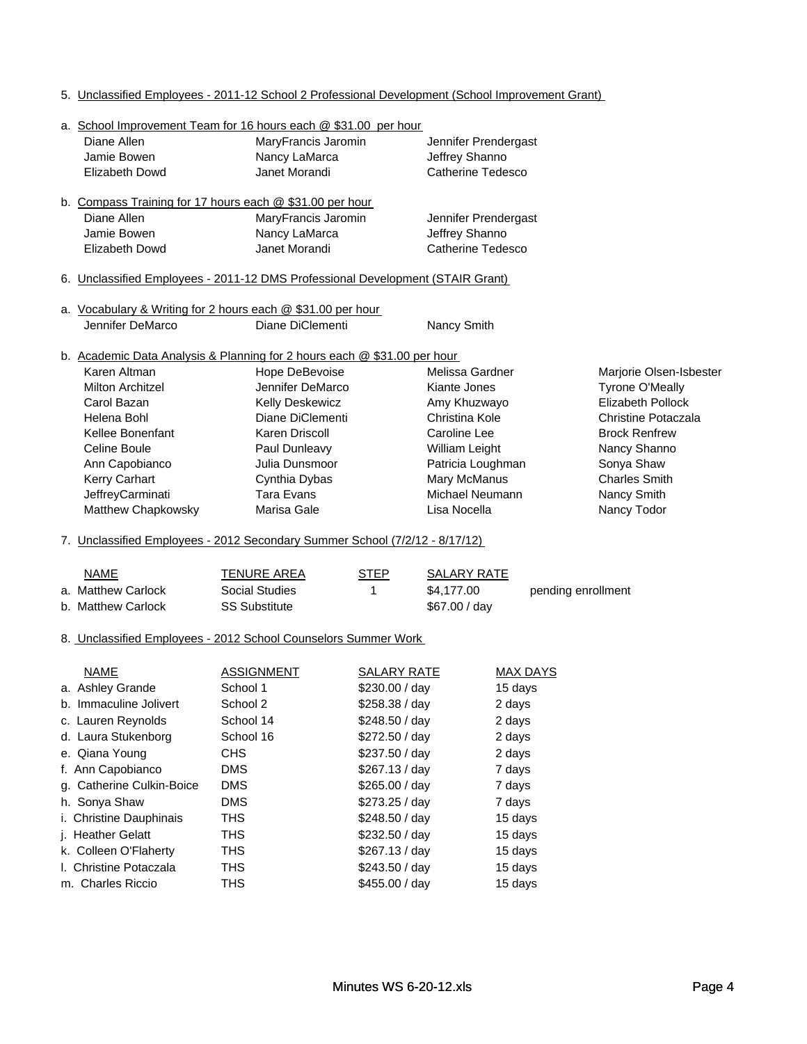5. Unclassified Employees - 2011-12 School 2 Professional Development (School Improvement Grant)

a. School Improvement Team for 16 hours each @ $31.00 per hour

| | | |
|---|---|---|
| Diane Allen | MaryFrancis Jaromin | Jennifer Prendergast |
| Jamie Bowen | Nancy LaMarca | Jeffrey Shanno |
| Elizabeth Dowd | Janet Morandi | Catherine Tedesco |

b. Compass Training for 17 hours each @ $31.00 per hour

| | | |
|---|---|---|
| Diane Allen | MaryFrancis Jaromin | Jennifer Prendergast |
| Jamie Bowen | Nancy LaMarca | Jeffrey Shanno |
| Elizabeth Dowd | Janet Morandi | Catherine Tedesco |

6. Unclassified Employees - 2011-12 DMS Professional Development (STAIR Grant)

a. Vocabulary & Writing for 2 hours each @ $31.00 per hour

| | | |
|---|---|---|
| Jennifer DeMarco | Diane DiClementi | Nancy Smith |

b. Academic Data Analysis & Planning for 2 hours each @ $31.00 per hour

| | | | |
|---|---|---|---|
| Karen Altman | Hope DeBevoise | Melissa Gardner | Marjorie Olsen-Isbester |
| Milton Architzel | Jennifer DeMarco | Kiante Jones | Tyrone O'Meally |
| Carol Bazan | Kelly Deskewicz | Amy Khuzwayo | Elizabeth Pollock |
| Helena Bohl | Diane DiClementi | Christina Kole | Christine Potaczala |
| Kellee Bonenfant | Karen Driscoll | Caroline Lee | Brock Renfrew |
| Celine Boule | Paul Dunleavy | William Leight | Nancy Shanno |
| Ann Capobianco | Julia Dunsmoor | Patricia Loughman | Sonya Shaw |
| Kerry Carhart | Cynthia Dybas | Mary McManus | Charles Smith |
| JeffreyCarminati | Tara Evans | Michael Neumann | Nancy Smith |
| Matthew Chapkowsky | Marisa Gale | Lisa Nocella | Nancy Todor |

7. Unclassified Employees - 2012 Secondary Summer School (7/2/12 - 8/17/12)

| NAME | TENURE AREA | STEP | SALARY RATE | |
|---|---|---|---|---|
| a. Matthew Carlock | Social Studies | 1 | $4,177.00 | pending enrollment |
| b. Matthew Carlock | SS Substitute | | $67.00 / day | |

8. Unclassified Employees - 2012 School Counselors Summer Work

| NAME | ASSIGNMENT | SALARY RATE | MAX DAYS |
|---|---|---|---|
| a. Ashley Grande | School 1 | $230.00 / day | 15 days |
| b. Immaculine Jolivert | School 2 | $258.38 / day | 2 days |
| c. Lauren Reynolds | School 14 | $248.50 / day | 2 days |
| d. Laura Stukenborg | School 16 | $272.50 / day | 2 days |
| e. Qiana Young | CHS | $237.50 / day | 2 days |
| f. Ann Capobianco | DMS | $267.13 / day | 7 days |
| g. Catherine Culkin-Boice | DMS | $265.00 / day | 7 days |
| h. Sonya Shaw | DMS | $273.25 / day | 7 days |
| i. Christine Dauphinais | THS | $248.50 / day | 15 days |
| j. Heather Gelatt | THS | $232.50 / day | 15 days |
| k. Colleen O'Flaherty | THS | $267.13 / day | 15 days |
| l. Christine Potaczala | THS | $243.50 / day | 15 days |
| m. Charles Riccio | THS | $455.00 / day | 15 days |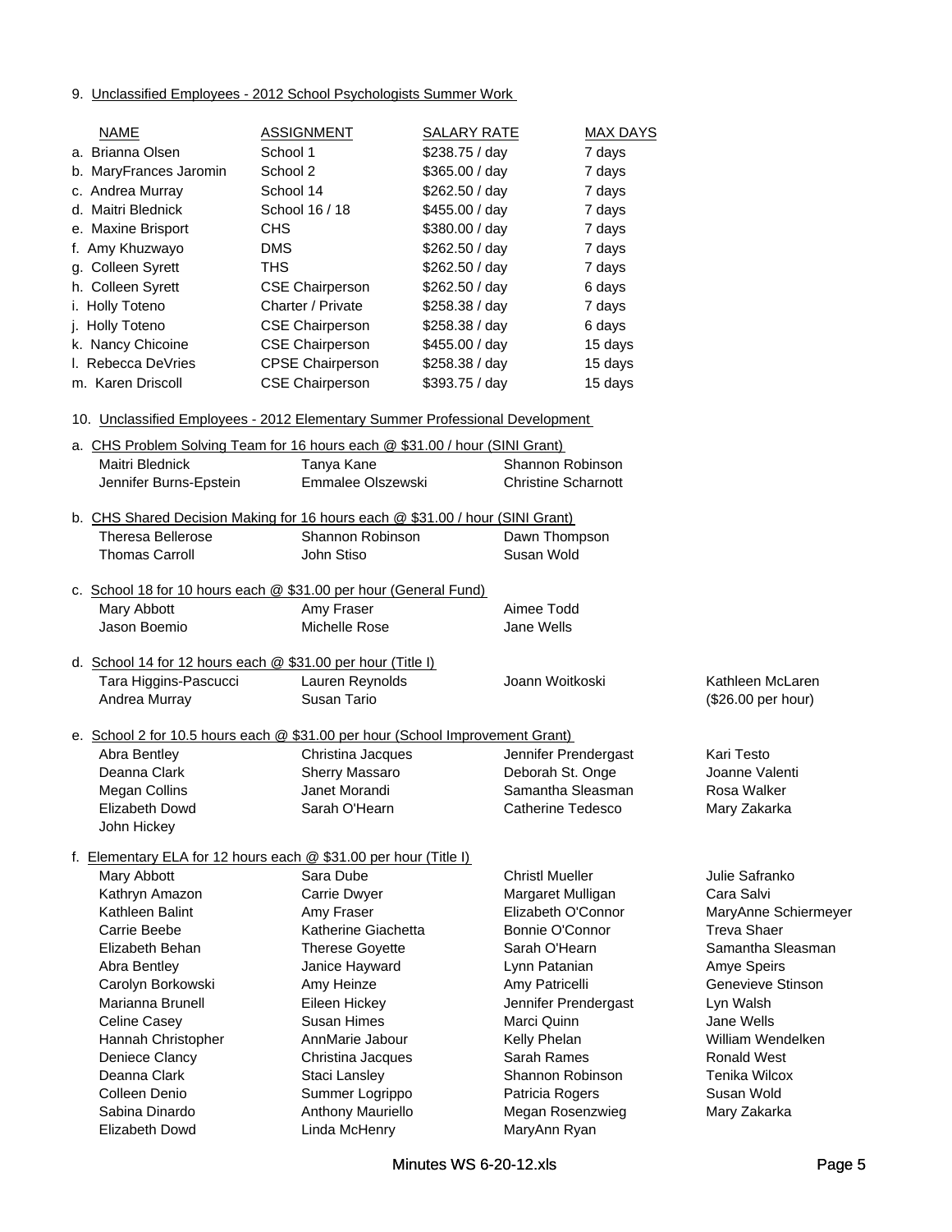9. Unclassified Employees - 2012 School Psychologists Summer Work

| | NAME | ASSIGNMENT | SALARY RATE | MAX DAYS |
|---|---|---|---|---|
| a. | Brianna Olsen | School 1 | $238.75 / day | 7 days |
| b. | MaryFrances Jaromin | School 2 | $365.00 / day | 7 days |
| c. | Andrea Murray | School 14 | $262.50 / day | 7 days |
| d. | Maitri Blednick | School 16 / 18 | $455.00 / day | 7 days |
| e. | Maxine Brisport | CHS | $380.00 / day | 7 days |
| f. | Amy Khuzwayo | DMS | $262.50 / day | 7 days |
| g. | Colleen Syrett | THS | $262.50 / day | 7 days |
| h. | Colleen Syrett | CSE Chairperson | $262.50 / day | 6 days |
| i. | Holly Toteno | Charter / Private | $258.38 / day | 7 days |
| j. | Holly Toteno | CSE Chairperson | $258.38 / day | 6 days |
| k. | Nancy Chicoine | CSE Chairperson | $455.00 / day | 15 days |
| l. | Rebecca DeVries | CPSE Chairperson | $258.38 / day | 15 days |
| m. | Karen Driscoll | CSE Chairperson | $393.75 / day | 15 days |

10. Unclassified Employees - 2012 Elementary Summer Professional Development

a. CHS Problem Solving Team for 16 hours each @ $31.00 / hour (SINI Grant)

| | | |
|---|---|---|
| Maitri Blednick | Tanya Kane | Shannon Robinson |
| Jennifer Burns-Epstein | Emmalee Olszewski | Christine Scharnott |

b. CHS Shared Decision Making for 16 hours each @ $31.00 / hour (SINI Grant)

| | | |
|---|---|---|
| Theresa Bellerose | Shannon Robinson | Dawn Thompson |
| Thomas Carroll | John Stiso | Susan Wold |

c. School 18 for 10 hours each @ $31.00 per hour (General Fund)

| | | |
|---|---|---|
| Mary Abbott | Amy Fraser | Aimee Todd |
| Jason Boemio | Michelle Rose | Jane Wells |

d. School 14 for 12 hours each @ $31.00 per hour (Title I)

| | | | |
|---|---|---|---|
| Tara Higgins-Pascucci | Lauren Reynolds | Joann Woitkoski | Kathleen McLaren |
| Andrea Murray | Susan Tario | | ($26.00 per hour) |

e. School 2 for 10.5 hours each @ $31.00 per hour (School Improvement Grant)

| | | | |
|---|---|---|---|
| Abra Bentley | Christina Jacques | Jennifer Prendergast | Kari Testo |
| Deanna Clark | Sherry Massaro | Deborah St. Onge | Joanne Valenti |
| Megan Collins | Janet Morandi | Samantha Sleasman | Rosa Walker |
| Elizabeth Dowd | Sarah O'Hearn | Catherine Tedesco | Mary Zakarka |
| John Hickey | | | |

f. Elementary ELA for 12 hours each @ $31.00 per hour (Title I)

| | | | |
|---|---|---|---|
| Mary Abbott | Sara Dube | Christl Mueller | Julie Safranko |
| Kathryn Amazon | Carrie Dwyer | Margaret Mulligan | Cara Salvi |
| Kathleen Balint | Amy Fraser | Elizabeth O'Connor | MaryAnne Schiermeyer |
| Carrie Beebe | Katherine Giachetta | Bonnie O'Connor | Treva Shaer |
| Elizabeth Behan | Therese Goyette | Sarah O'Hearn | Samantha Sleasman |
| Abra Bentley | Janice Hayward | Lynn Patanian | Amye Speirs |
| Carolyn Borkowski | Amy Heinze | Amy Patricelli | Genevieve Stinson |
| Marianna Brunell | Eileen Hickey | Jennifer Prendergast | Lyn Walsh |
| Celine Casey | Susan Himes | Marci Quinn | Jane Wells |
| Hannah Christopher | AnnMarie Jabour | Kelly Phelan | William Wendelken |
| Deniece Clancy | Christina Jacques | Sarah Rames | Ronald West |
| Deanna Clark | Staci Lansley | Shannon Robinson | Tenika Wilcox |
| Colleen Denio | Summer Logrippo | Patricia Rogers | Susan Wold |
| Sabina Dinardo | Anthony Mauriello | Megan Rosenzwieg | Mary Zakarka |
| Elizabeth Dowd | Linda McHenry | MaryAnn Ryan | |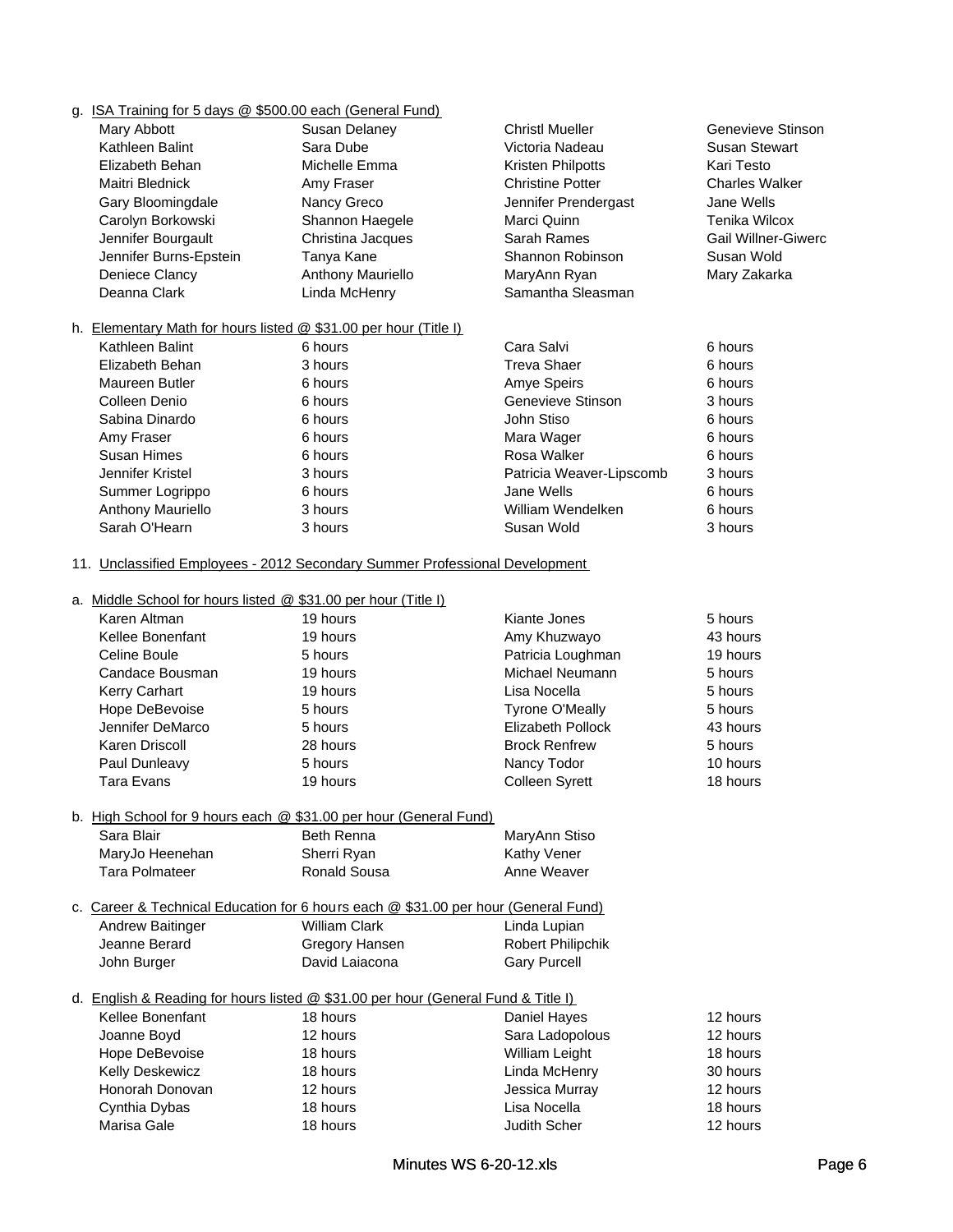g. <u>ISA Training for 5 days @ $500.00 each (General Fund)</u>

| | | | |
|---|---|---|---|
| Mary Abbott | Susan Delaney | Christl Mueller | Genevieve Stinson |
| Kathleen Balint | Sara Dube | Victoria Nadeau | Susan Stewart |
| Elizabeth Behan | Michelle Emma | Kristen Philpotts | Kari Testo |
| Maitri Blednick | Amy Fraser | Christine Potter | Charles Walker |
| Gary Bloomingdale | Nancy Greco | Jennifer Prendergast | Jane Wells |
| Carolyn Borkowski | Shannon Haegele | Marci Quinn | Tenika Wilcox |
| Jennifer Bourgault | Christina Jacques | Sarah Rames | Gail Willner-Giwerc |
| Jennifer Burns-Epstein | Tanya Kane | Shannon Robinson | Susan Wold |
| Deniece Clancy | Anthony Mauriello | MaryAnn Ryan | Mary Zakarka |
| Deanna Clark | Linda McHenry | Samantha Sleasman | |

h. <u>Elementary Math for hours listed @ $31.00 per hour (Title I)</u>

| | | | |
|---|---|---|---|
| Kathleen Balint | 6 hours | Cara Salvi | 6 hours |
| Elizabeth Behan | 3 hours | Treva Shaer | 6 hours |
| Maureen Butler | 6 hours | Amye Speirs | 6 hours |
| Colleen Denio | 6 hours | Genevieve Stinson | 3 hours |
| Sabina Dinardo | 6 hours | John Stiso | 6 hours |
| Amy Fraser | 6 hours | Mara Wager | 6 hours |
| Susan Himes | 6 hours | Rosa Walker | 6 hours |
| Jennifer Kristel | 3 hours | Patricia Weaver-Lipscomb | 3 hours |
| Summer Logrippo | 6 hours | Jane Wells | 6 hours |
| Anthony Mauriello | 3 hours | William Wendelken | 6 hours |
| Sarah O'Hearn | 3 hours | Susan Wold | 3 hours |

11. <u>Unclassified Employees - 2012 Secondary Summer Professional Development</u>

a. <u>Middle School for hours listed @ $31.00 per hour (Title I)</u>

| | | | |
|---|---|---|---|
| Karen Altman | 19 hours | Kiante Jones | 5 hours |
| Kellee Bonenfant | 19 hours | Amy Khuzwayo | 43 hours |
| Celine Boule | 5 hours | Patricia Loughman | 19 hours |
| Candace Bousman | 19 hours | Michael Neumann | 5 hours |
| Kerry Carhart | 19 hours | Lisa Nocella | 5 hours |
| Hope DeBevoise | 5 hours | Tyrone O'Meally | 5 hours |
| Jennifer DeMarco | 5 hours | Elizabeth Pollock | 43 hours |
| Karen Driscoll | 28 hours | Brock Renfrew | 5 hours |
| Paul Dunleavy | 5 hours | Nancy Todor | 10 hours |
| Tara Evans | 19 hours | Colleen Syrett | 18 hours |

b. <u>High School for 9 hours each @ $31.00 per hour (General Fund)</u>

| | | |
|---|---|---|
| Sara Blair | Beth Renna | MaryAnn Stiso |
| MaryJo Heenehan | Sherri Ryan | Kathy Vener |
| Tara Polmateer | Ronald Sousa | Anne Weaver |

c. <u>Career & Technical Education for 6 hours each @ $31.00 per hour (General Fund)</u>

| | | |
|---|---|---|
| Andrew Baitinger | William Clark | Linda Lupian |
| Jeanne Berard | Gregory Hansen | Robert Philipchik |
| John Burger | David Laiacona | Gary Purcell |

d. <u>English & Reading for hours listed @ $31.00 per hour (General Fund & Title I)</u>

| | | | |
|---|---|---|---|
| Kellee Bonenfant | 18 hours | Daniel Hayes | 12 hours |
| Joanne Boyd | 12 hours | Sara Ladopolous | 12 hours |
| Hope DeBevoise | 18 hours | William Leight | 18 hours |
| Kelly Deskewicz | 18 hours | Linda McHenry | 30 hours |
| Honorah Donovan | 12 hours | Jessica Murray | 12 hours |
| Cynthia Dybas | 18 hours | Lisa Nocella | 18 hours |
| Marisa Gale | 18 hours | Judith Scher | 12 hours |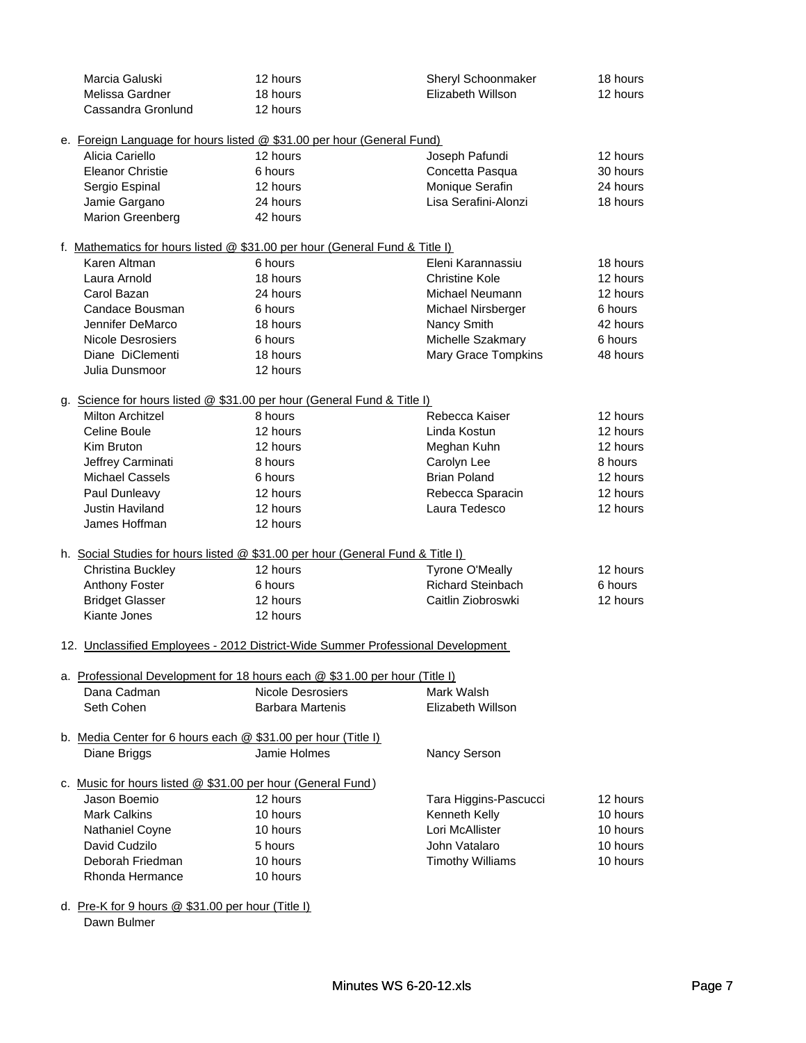| | | | |
|---|---|---|---|
| Marcia Galuski | 12 hours | Sheryl Schoonmaker | 18 hours |
| Melissa Gardner | 18 hours | Elizabeth Willson | 12 hours |
| Cassandra Gronlund | 12 hours | | |

e. Foreign Language for hours listed @ $31.00 per hour (General Fund)

| | | | |
|---|---|---|---|
| Alicia Cariello | 12 hours | Joseph Pafundi | 12 hours |
| Eleanor Christie | 6 hours | Concetta Pasqua | 30 hours |
| Sergio Espinal | 12 hours | Monique Serafin | 24 hours |
| Jamie Gargano | 24 hours | Lisa Serafini-Alonzi | 18 hours |
| Marion Greenberg | 42 hours | | |

f. Mathematics for hours listed @ $31.00 per hour (General Fund & Title I)

| | | | |
|---|---|---|---|
| Karen Altman | 6 hours | Eleni Karannassiu | 18 hours |
| Laura Arnold | 18 hours | Christine Kole | 12 hours |
| Carol Bazan | 24 hours | Michael Neumann | 12 hours |
| Candace Bousman | 6 hours | Michael Nirsberger | 6 hours |
| Jennifer DeMarco | 18 hours | Nancy Smith | 42 hours |
| Nicole Desrosiers | 6 hours | Michelle Szakmary | 6 hours |
| Diane DiClementi | 18 hours | Mary Grace Tompkins | 48 hours |
| Julia Dunsmoor | 12 hours | | |

g. Science for hours listed @ $31.00 per hour (General Fund & Title I)

| | | | |
|---|---|---|---|
| Milton Architzel | 8 hours | Rebecca Kaiser | 12 hours |
| Celine Boule | 12 hours | Linda Kostun | 12 hours |
| Kim Bruton | 12 hours | Meghan Kuhn | 12 hours |
| Jeffrey Carminati | 8 hours | Carolyn Lee | 8 hours |
| Michael Cassels | 6 hours | Brian Poland | 12 hours |
| Paul Dunleavy | 12 hours | Rebecca Sparacin | 12 hours |
| Justin Haviland | 12 hours | Laura Tedesco | 12 hours |
| James Hoffman | 12 hours | | |

h. Social Studies for hours listed @ $31.00 per hour (General Fund & Title I)

| | | | |
|---|---|---|---|
| Christina Buckley | 12 hours | Tyrone O'Meally | 12 hours |
| Anthony Foster | 6 hours | Richard Steinbach | 6 hours |
| Bridget Glasser | 12 hours | Caitlin Ziobroswki | 12 hours |
| Kiante Jones | 12 hours | | |

12. Unclassified Employees - 2012 District-Wide Summer Professional Development

a. Professional Development for 18 hours each @ $31.00 per hour (Title I)

| | | |
|---|---|---|
| Dana Cadman | Nicole Desrosiers | Mark Walsh |
| Seth Cohen | Barbara Martenis | Elizabeth Willson |

b. Media Center for 6 hours each @ $31.00 per hour (Title I)

| | | |
|---|---|---|
| Diane Briggs | Jamie Holmes | Nancy Serson |

c. Music for hours listed @ $31.00 per hour (General Fund)

| | | | |
|---|---|---|---|
| Jason Boemio | 12 hours | Tara Higgins-Pascucci | 12 hours |
| Mark Calkins | 10 hours | Kenneth Kelly | 10 hours |
| Nathaniel Coyne | 10 hours | Lori McAllister | 10 hours |
| David Cudzilo | 5 hours | John Vatalaro | 10 hours |
| Deborah Friedman | 10 hours | Timothy Williams | 10 hours |
| Rhonda Hermance | 10 hours | | |

d. Pre-K for 9 hours @ $31.00 per hour (Title I)

Dawn Bulmer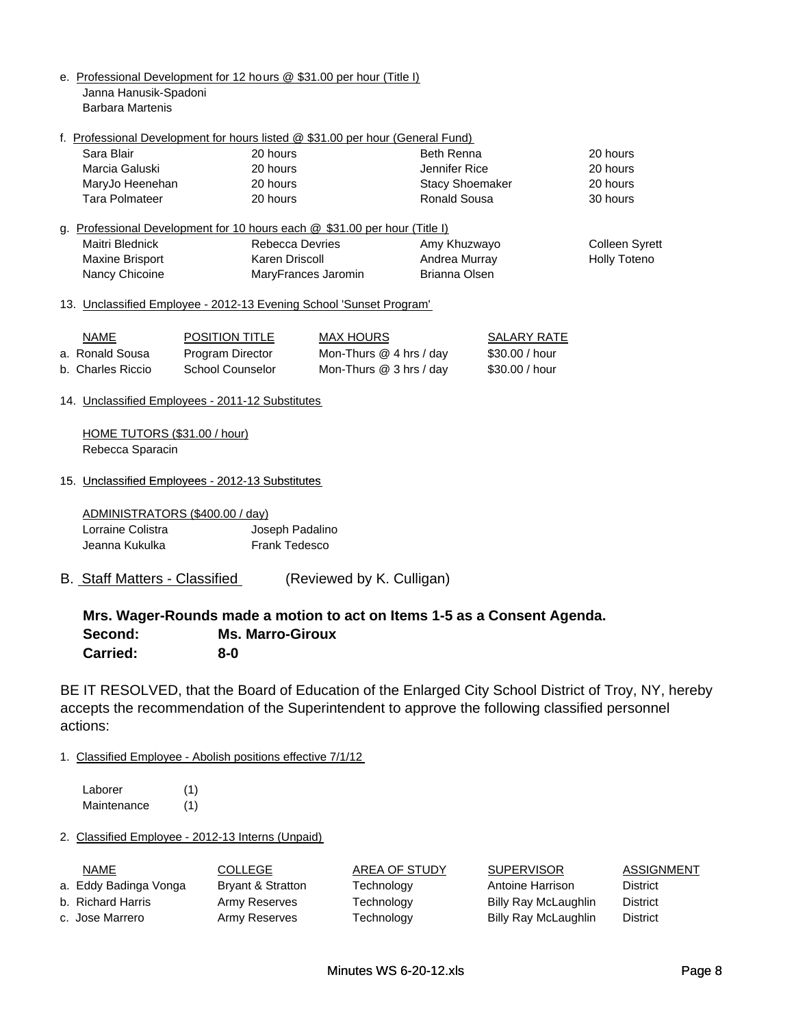e. Professional Development for 12 hours @ $31.00 per hour (Title I)
   - Janna Hanusik-Spadoni
   - Barbara Martenis

f. Professional Development for hours listed @ $31.00 per hour (General Fund)

| | | | |
|---|---|---|---|
| Sara Blair | 20 hours | Beth Renna | 20 hours |
| Marcia Galuski | 20 hours | Jennifer Rice | 20 hours |
| MaryJo Heenehan | 20 hours | Stacy Shoemaker | 20 hours |
| Tara Polmateer | 20 hours | Ronald Sousa | 30 hours |

g. Professional Development for 10 hours each @ $31.00 per hour (Title I)

| | | | |
|---|---|---|---|
| Maitri Blednick | Rebecca Devries | Amy Khuzwayo | Colleen Syrett |
| Maxine Brisport | Karen Driscoll | Andrea Murray | Holly Toteno |
| Nancy Chicoine | MaryFrances Jaromin | Brianna Olsen | |

13. Unclassified Employee - 2012-13 Evening School 'Sunset Program'

| NAME | POSITION TITLE | MAX HOURS | SALARY RATE |
|---|---|---|---|
| a. Ronald Sousa | Program Director | Mon-Thurs @ 4 hrs / day | $30.00 / hour |
| b. Charles Riccio | School Counselor | Mon-Thurs @ 3 hrs / day | $30.00 / hour |

14. Unclassified Employees - 2011-12 Substitutes

HOME TUTORS ($31.00 / hour)
Rebecca Sparacin

15. Unclassified Employees - 2012-13 Substitutes

ADMINISTRATORS ($400.00 / day)

| | |
|---|---|
| Lorraine Colistra | Joseph Padalino |
| Jeanna Kukulka | Frank Tedesco |

## B. Staff Matters - Classified (Reviewed by K. Culligan)

**Mrs. Wager-Rounds made a motion to act on Items 1-5 as a Consent Agenda.**
**Second: Ms. Marro-Giroux**
**Carried: 8-0**

BE IT RESOLVED, that the Board of Education of the Enlarged City School District of Troy, NY, hereby accepts the recommendation of the Superintendent to approve the following classified personnel actions:

1. Classified Employee - Abolish positions effective 7/1/12

| | |
|---|---|
| Laborer | (1) |
| Maintenance | (1) |

2. Classified Employee - 2012-13 Interns (Unpaid)

| NAME | COLLEGE | AREA OF STUDY | SUPERVISOR | ASSIGNMENT |
|---|---|---|---|---|
| a. Eddy Badinga Vonga | Bryant & Stratton | Technology | Antoine Harrison | District |
| b. Richard Harris | Army Reserves | Technology | Billy Ray McLaughlin | District |
| c. Jose Marrero | Army Reserves | Technology | Billy Ray McLaughlin | District |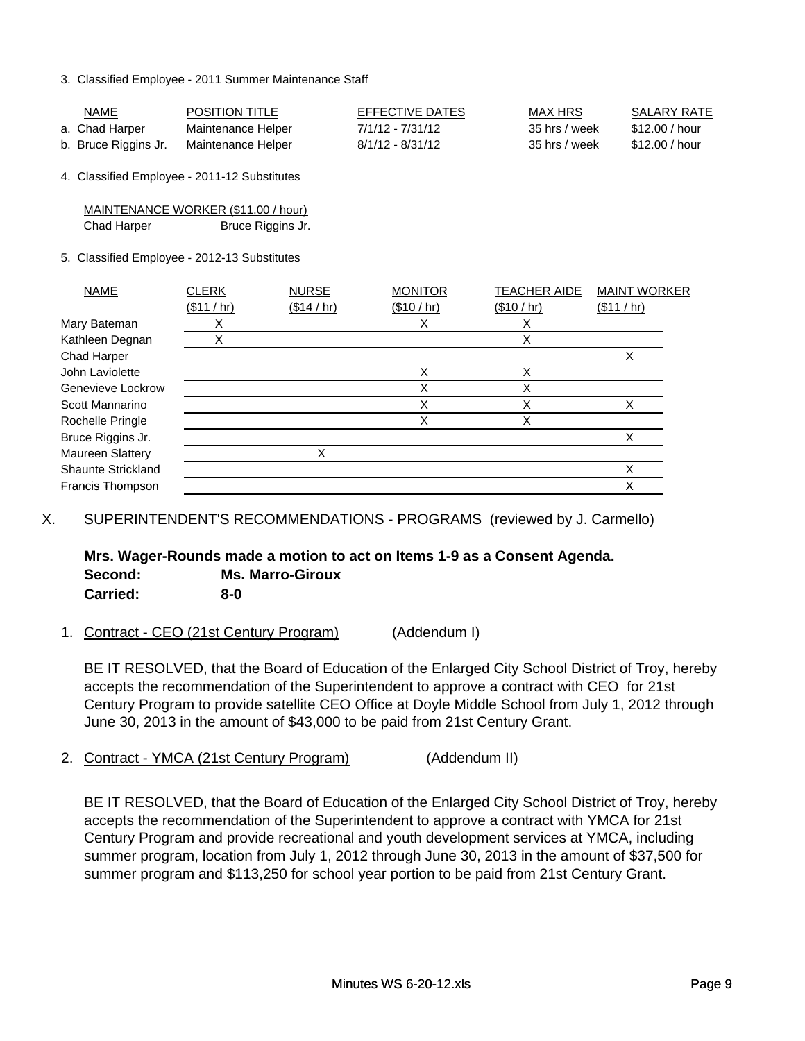3. Classified Employee - 2011 Summer Maintenance Staff

| NAME | POSITION TITLE | EFFECTIVE DATES | MAX HRS | SALARY RATE |
|---|---|---|---|---|
| a. Chad Harper | Maintenance Helper | 7/1/12 - 7/31/12 | 35 hrs / week | $12.00 / hour |
| b. Bruce Riggins Jr. | Maintenance Helper | 8/1/12 - 8/31/12 | 35 hrs / week | $12.00 / hour |

4. Classified Employee - 2011-12 Substitutes

MAINTENANCE WORKER ($11.00 / hour)
Chad Harper    Bruce Riggins Jr.

5. Classified Employee - 2012-13 Substitutes

| NAME | CLERK ($11 / hr) | NURSE ($14 / hr) | MONITOR ($10 / hr) | TEACHER AIDE ($10 / hr) | MAINT WORKER ($11 / hr) |
|---|---|---|---|---|---|
| Mary Bateman | X | | X | X | |
| Kathleen Degnan | X | | | X | |
| Chad Harper | | | | | X |
| John Laviolette | | | X | X | |
| Genevieve Lockrow | | | X | X | |
| Scott Mannarino | | | X | X | X |
| Rochelle Pringle | | | X | X | |
| Bruce Riggins Jr. | | | | | X |
| Maureen Slattery | | X | | | |
| Shaunte Strickland | | | | | X |
| Francis Thompson | | | | | X |

X. SUPERINTENDENT'S RECOMMENDATIONS - PROGRAMS (reviewed by J. Carmello)

**Mrs. Wager-Rounds made a motion to act on Items 1-9 as a Consent Agenda.**
**Second: Ms. Marro-Giroux**
**Carried: 8-0**

1. Contract - CEO (21st Century Program) (Addendum I)

BE IT RESOLVED, that the Board of Education of the Enlarged City School District of Troy, hereby accepts the recommendation of the Superintendent to approve a contract with CEO for 21st Century Program to provide satellite CEO Office at Doyle Middle School from July 1, 2012 through June 30, 2013 in the amount of $43,000 to be paid from 21st Century Grant.

2. Contract - YMCA (21st Century Program) (Addendum II)

BE IT RESOLVED, that the Board of Education of the Enlarged City School District of Troy, hereby accepts the recommendation of the Superintendent to approve a contract with YMCA for 21st Century Program and provide recreational and youth development services at YMCA, including summer program, location from July 1, 2012 through June 30, 2013 in the amount of $37,500 for summer program and $113,250 for school year portion to be paid from 21st Century Grant.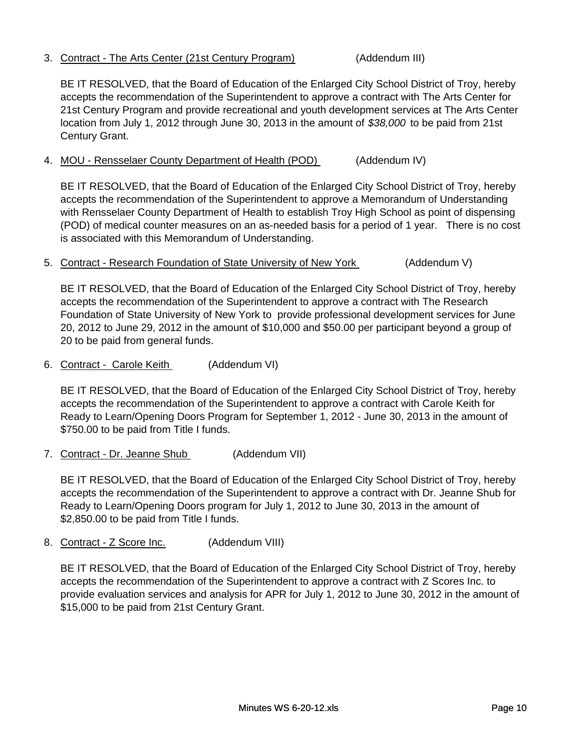3. <u>Contract - The Arts Center (21st Century Program)</u> (Addendum III)

   BE IT RESOLVED, that the Board of Education of the Enlarged City School District of Troy, hereby accepts the recommendation of the Superintendent to approve a contract with The Arts Center for 21st Century Program and provide recreational and youth development services at The Arts Center location from July 1, 2012 through June 30, 2013 in the amount of *$38,000* to be paid from 21st Century Grant.

4. <u>MOU - Rensselaer County Department of Health (POD)</u> (Addendum IV)

   BE IT RESOLVED, that the Board of Education of the Enlarged City School District of Troy, hereby accepts the recommendation of the Superintendent to approve a Memorandum of Understanding with Rensselaer County Department of Health to establish Troy High School as point of dispensing (POD) of medical counter measures on an as-needed basis for a period of 1 year. There is no cost is associated with this Memorandum of Understanding.

5. <u>Contract - Research Foundation of State University of New York</u> (Addendum V)

   BE IT RESOLVED, that the Board of Education of the Enlarged City School District of Troy, hereby accepts the recommendation of the Superintendent to approve a contract with The Research Foundation of State University of New York to provide professional development services for June 20, 2012 to June 29, 2012 in the amount of $10,000 and $50.00 per participant beyond a group of 20 to be paid from general funds.

6. <u>Contract - Carole Keith</u> (Addendum VI)

   BE IT RESOLVED, that the Board of Education of the Enlarged City School District of Troy, hereby accepts the recommendation of the Superintendent to approve a contract with Carole Keith for Ready to Learn/Opening Doors Program for September 1, 2012 - June 30, 2013 in the amount of $750.00 to be paid from Title I funds.

7. <u>Contract - Dr. Jeanne Shub</u> (Addendum VII)

   BE IT RESOLVED, that the Board of Education of the Enlarged City School District of Troy, hereby accepts the recommendation of the Superintendent to approve a contract with Dr. Jeanne Shub for Ready to Learn/Opening Doors program for July 1, 2012 to June 30, 2013 in the amount of $2,850.00 to be paid from Title I funds.

8. <u>Contract - Z Score Inc.</u> (Addendum VIII)

   BE IT RESOLVED, that the Board of Education of the Enlarged City School District of Troy, hereby accepts the recommendation of the Superintendent to approve a contract with Z Scores Inc. to provide evaluation services and analysis for APR for July 1, 2012 to June 30, 2012 in the amount of $15,000 to be paid from 21st Century Grant.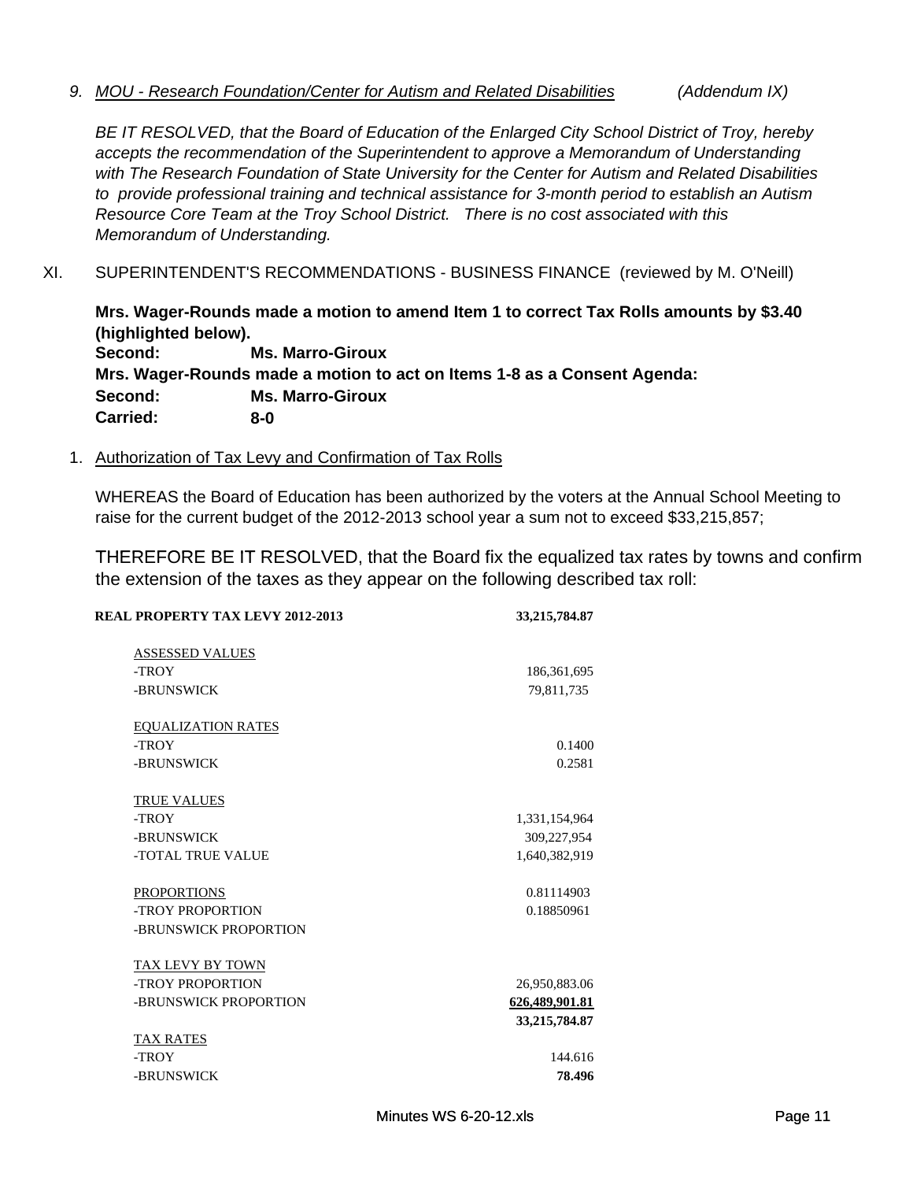*9. MOU - Research Foundation/Center for Autism and Related Disabilities (Addendum IX)*

*BE IT RESOLVED, that the Board of Education of the Enlarged City School District of Troy, hereby accepts the recommendation of the Superintendent to approve a Memorandum of Understanding with The Research Foundation of State University for the Center for Autism and Related Disabilities to provide professional training and technical assistance for 3-month period to establish an Autism Resource Core Team at the Troy School District. There is no cost associated with this Memorandum of Understanding.*

XI. SUPERINTENDENT'S RECOMMENDATIONS - BUSINESS FINANCE (reviewed by M. O'Neill)

**Mrs. Wager-Rounds made a motion to amend Item 1 to correct Tax Rolls amounts by $3.40 (highlighted below).**
**Second: Ms. Marro-Giroux**
**Mrs. Wager-Rounds made a motion to act on Items 1-8 as a Consent Agenda:**
**Second: Ms. Marro-Giroux**
**Carried: 8-0**

1. Authorization of Tax Levy and Confirmation of Tax Rolls

WHEREAS the Board of Education has been authorized by the voters at the Annual School Meeting to raise for the current budget of the 2012-2013 school year a sum not to exceed $33,215,857;

THEREFORE BE IT RESOLVED, that the Board fix the equalized tax rates by towns and confirm the extension of the taxes as they appear on the following described tax roll:

| | |
|---|---|
| **REAL PROPERTY TAX LEVY 2012-2013** | **33,215,784.87** |
| ASSESSED VALUES | |
| -TROY | 186,361,695 |
| -BRUNSWICK | 79,811,735 |
| EQUALIZATION RATES | |
| -TROY | 0.1400 |
| -BRUNSWICK | 0.2581 |
| TRUE VALUES | |
| -TROY | 1,331,154,964 |
| -BRUNSWICK | 309,227,954 |
| -TOTAL TRUE VALUE | 1,640,382,919 |
| PROPORTIONS | 0.81114903 |
| -TROY PROPORTION | 0.18850961 |
| -BRUNSWICK PROPORTION | |
| TAX LEVY BY TOWN | |
| -TROY PROPORTION | 26,950,883.06 |
| -BRUNSWICK PROPORTION | **626,489,901.81** |
| | **33,215,784.87** |
| TAX RATES | |
| -TROY | 144.616 |
| -BRUNSWICK | **78.496** |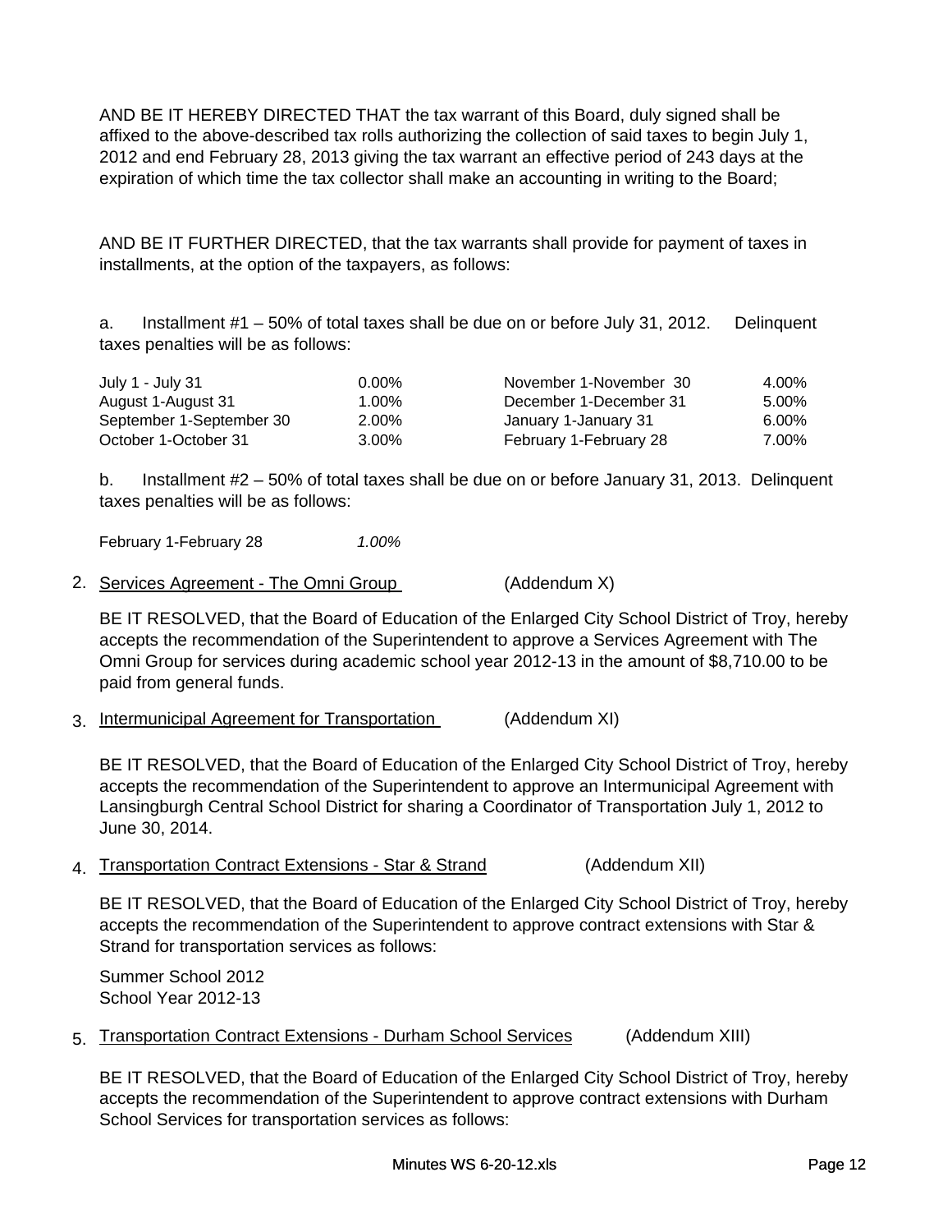AND BE IT HEREBY DIRECTED THAT the tax warrant of this Board, duly signed shall be affixed to the above-described tax rolls authorizing the collection of said taxes to begin July 1, 2012 and end February 28, 2013 giving the tax warrant an effective period of 243 days at the expiration of which time the tax collector shall make an accounting in writing to the Board;

AND BE IT FURTHER DIRECTED, that the tax warrants shall provide for payment of taxes in installments, at the option of the taxpayers, as follows:

a. Installment #1 – 50% of total taxes shall be due on or before July 31, 2012. Delinquent taxes penalties will be as follows:

| | | | |
|---|---|---|---|
| July 1 - July 31 | 0.00% | November 1-November 30 | 4.00% |
| August 1-August 31 | 1.00% | December 1-December 31 | 5.00% |
| September 1-September 30 | 2.00% | January 1-January 31 | 6.00% |
| October 1-October 31 | 3.00% | February 1-February 28 | 7.00% |

b. Installment #2 – 50% of total taxes shall be due on or before January 31, 2013. Delinquent taxes penalties will be as follows:

| | |
|---|---|
| February 1-February 28 | *1.00%* |

2. Services Agreement - The Omni Group (Addendum X)

   BE IT RESOLVED, that the Board of Education of the Enlarged City School District of Troy, hereby accepts the recommendation of the Superintendent to approve a Services Agreement with The Omni Group for services during academic school year 2012-13 in the amount of $8,710.00 to be paid from general funds.

3. Intermunicipal Agreement for Transportation (Addendum XI)

   BE IT RESOLVED, that the Board of Education of the Enlarged City School District of Troy, hereby accepts the recommendation of the Superintendent to approve an Intermunicipal Agreement with Lansingburgh Central School District for sharing a Coordinator of Transportation July 1, 2012 to June 30, 2014.

4. Transportation Contract Extensions - Star & Strand (Addendum XII)

   BE IT RESOLVED, that the Board of Education of the Enlarged City School District of Troy, hereby accepts the recommendation of the Superintendent to approve contract extensions with Star & Strand for transportation services as follows:

   Summer School 2012
   School Year 2012-13

5. Transportation Contract Extensions - Durham School Services (Addendum XIII)

   BE IT RESOLVED, that the Board of Education of the Enlarged City School District of Troy, hereby accepts the recommendation of the Superintendent to approve contract extensions with Durham School Services for transportation services as follows: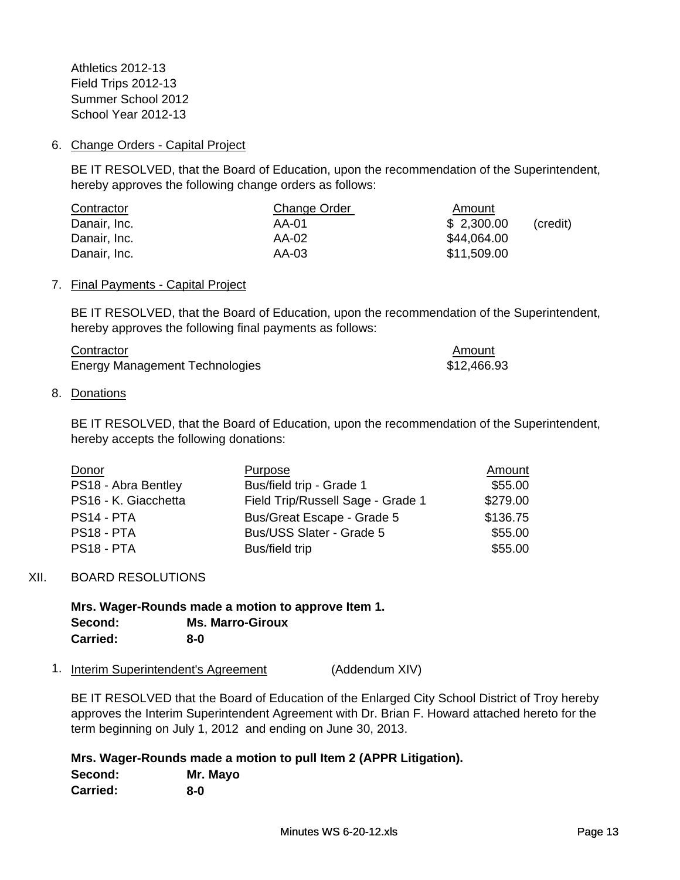Athletics 2012-13
Field Trips 2012-13
Summer School 2012
School Year 2012-13

6. Change Orders - Capital Project

BE IT RESOLVED, that the Board of Education, upon the recommendation of the Superintendent, hereby approves the following change orders as follows:

| Contractor | Change Order | Amount | |
|---|---|---|---|
| Danair, Inc. | AA-01 | $ 2,300.00 | (credit) |
| Danair, Inc. | AA-02 | $44,064.00 | |
| Danair, Inc. | AA-03 | $11,509.00 | |

7. Final Payments - Capital Project

BE IT RESOLVED, that the Board of Education, upon the recommendation of the Superintendent, hereby approves the following final payments as follows:

| Contractor | Amount |
|---|---|
| Energy Management Technologies | $12,466.93 |

8. Donations

BE IT RESOLVED, that the Board of Education, upon the recommendation of the Superintendent, hereby accepts the following donations:

| Donor | Purpose | Amount |
|---|---|---|
| PS18 - Abra Bentley | Bus/field trip - Grade 1 | $55.00 |
| PS16 - K. Giacchetta | Field Trip/Russell Sage - Grade 1 | $279.00 |
| PS14 - PTA | Bus/Great Escape - Grade 5 | $136.75 |
| PS18 - PTA | Bus/USS Slater - Grade 5 | $55.00 |
| PS18 - PTA | Bus/field trip | $55.00 |

## XII. BOARD RESOLUTIONS

**Mrs. Wager-Rounds made a motion to approve Item 1.**
**Second:** **Ms. Marro-Giroux**
**Carried:** **8-0**

1. Interim Superintendent's Agreement (Addendum XIV)

BE IT RESOLVED that the Board of Education of the Enlarged City School District of Troy hereby approves the Interim Superintendent Agreement with Dr. Brian F. Howard attached hereto for the term beginning on July 1, 2012 and ending on June 30, 2013.

**Mrs. Wager-Rounds made a motion to pull Item 2 (APPR Litigation).**
**Second:** **Mr. Mayo**
**Carried:** **8-0**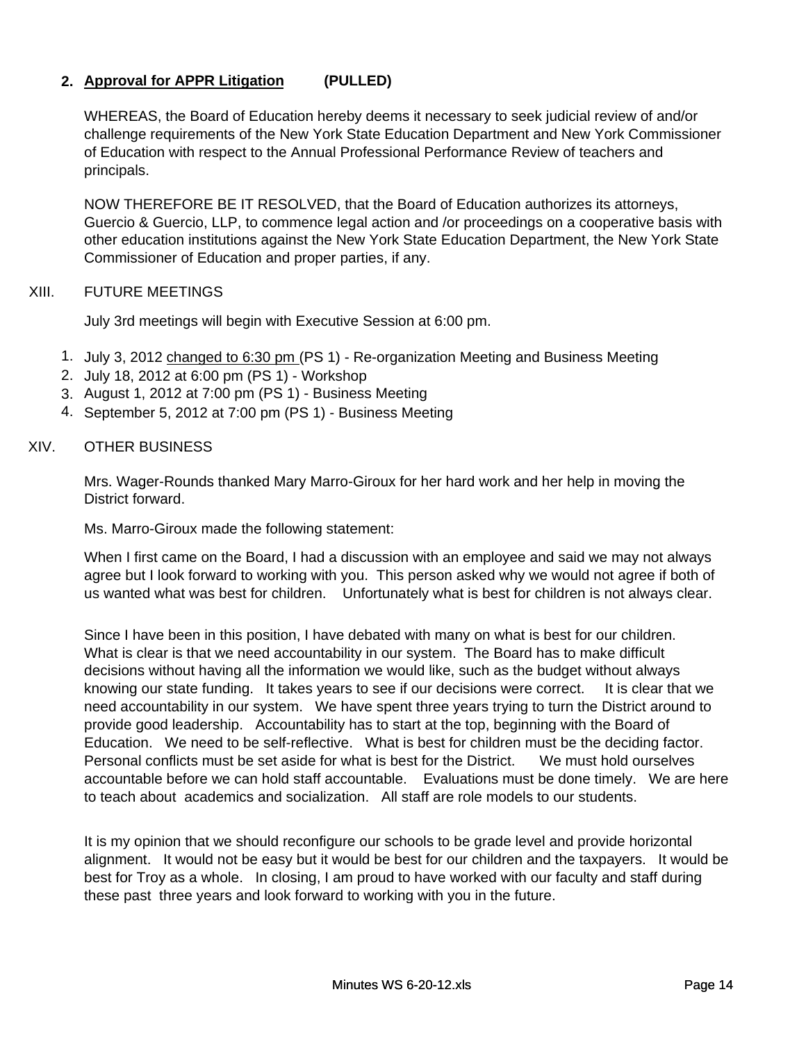**2. Approval for APPR Litigation (PULLED)**

WHEREAS, the Board of Education hereby deems it necessary to seek judicial review of and/or challenge requirements of the New York State Education Department and New York Commissioner of Education with respect to the Annual Professional Performance Review of teachers and principals.

NOW THEREFORE BE IT RESOLVED, that the Board of Education authorizes its attorneys, Guercio & Guercio, LLP, to commence legal action and /or proceedings on a cooperative basis with other education institutions against the New York State Education Department, the New York State Commissioner of Education and proper parties, if any.

XIII. FUTURE MEETINGS

July 3rd meetings will begin with Executive Session at 6:00 pm.

1. July 3, 2012 changed to 6:30 pm (PS 1) - Re-organization Meeting and Business Meeting
2. July 18, 2012 at 6:00 pm (PS 1) - Workshop
3. August 1, 2012 at 7:00 pm (PS 1) - Business Meeting
4. September 5, 2012 at 7:00 pm (PS 1) - Business Meeting

XIV. OTHER BUSINESS

Mrs. Wager-Rounds thanked Mary Marro-Giroux for her hard work and her help in moving the District forward.

Ms. Marro-Giroux made the following statement:

When I first came on the Board, I had a discussion with an employee and said we may not always agree but I look forward to working with you. This person asked why we would not agree if both of us wanted what was best for children. Unfortunately what is best for children is not always clear.

Since I have been in this position, I have debated with many on what is best for our children. What is clear is that we need accountability in our system. The Board has to make difficult decisions without having all the information we would like, such as the budget without always knowing our state funding. It takes years to see if our decisions were correct. It is clear that we need accountability in our system. We have spent three years trying to turn the District around to provide good leadership. Accountability has to start at the top, beginning with the Board of Education. We need to be self-reflective. What is best for children must be the deciding factor. Personal conflicts must be set aside for what is best for the District. We must hold ourselves accountable before we can hold staff accountable. Evaluations must be done timely. We are here to teach about academics and socialization. All staff are role models to our students.

It is my opinion that we should reconfigure our schools to be grade level and provide horizontal alignment. It would not be easy but it would be best for our children and the taxpayers. It would be best for Troy as a whole. In closing, I am proud to have worked with our faculty and staff during these past three years and look forward to working with you in the future.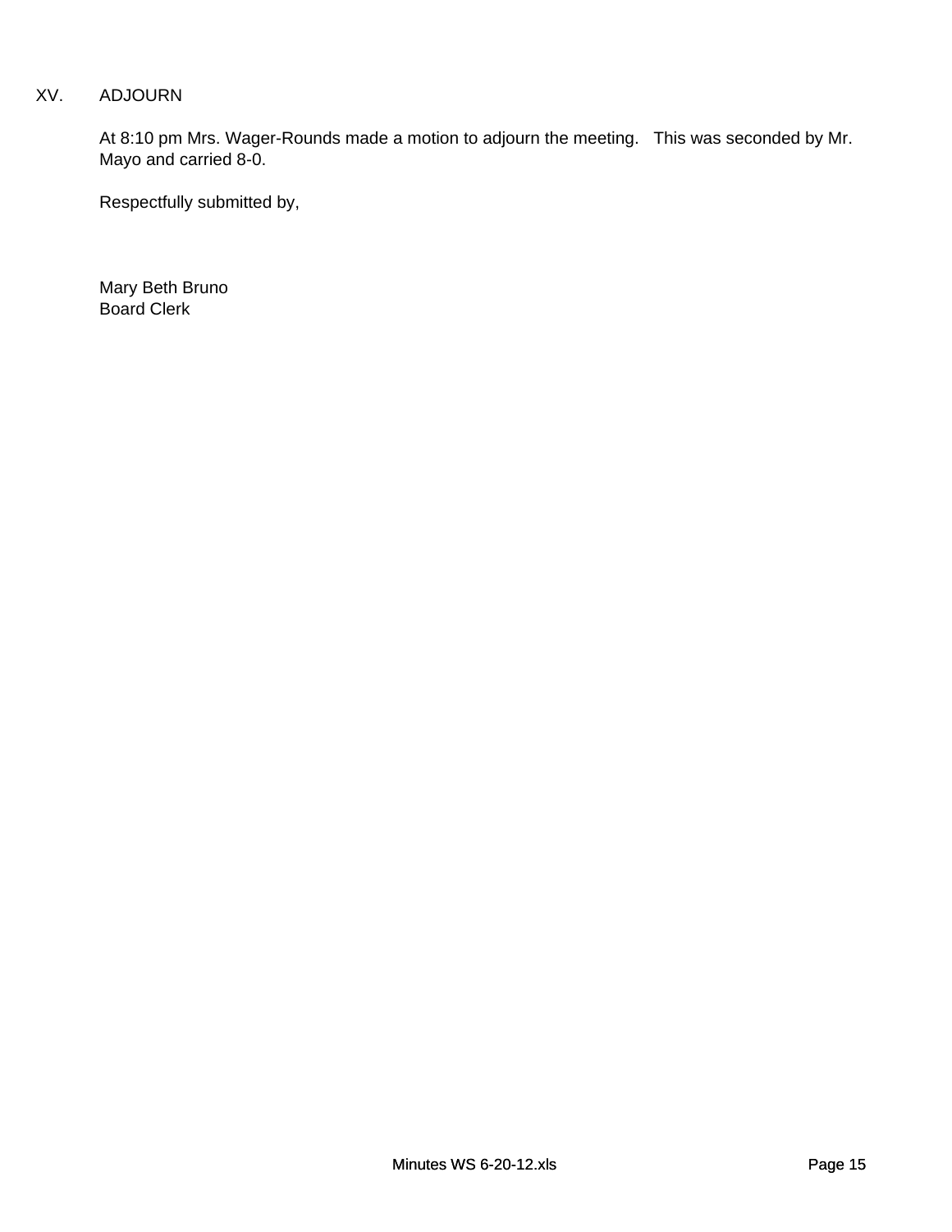## XV. ADJOURN

At 8:10 pm Mrs. Wager-Rounds made a motion to adjourn the meeting. This was seconded by Mr. Mayo and carried 8-0.

Respectfully submitted by,

Mary Beth Bruno
Board Clerk